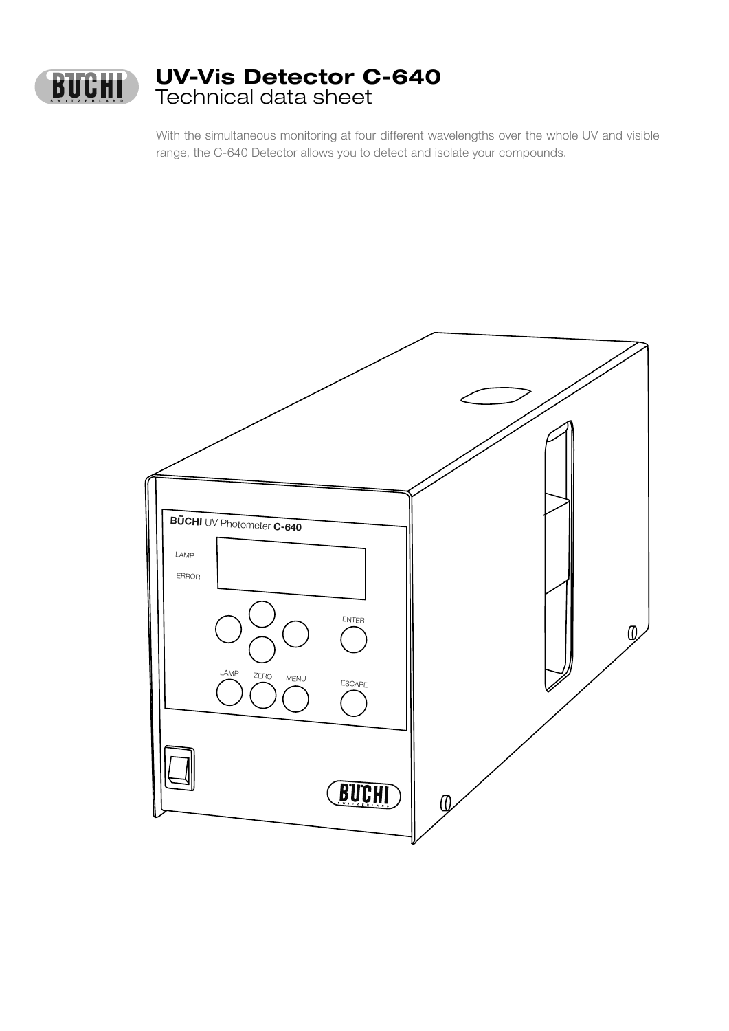# UV-Vis Detector C-640

Technical data sheet

With the simultaneous monitoring at four different wavelengths over the whole UV and visible range, the C-640 Detector allows you to detect and isolate your compounds.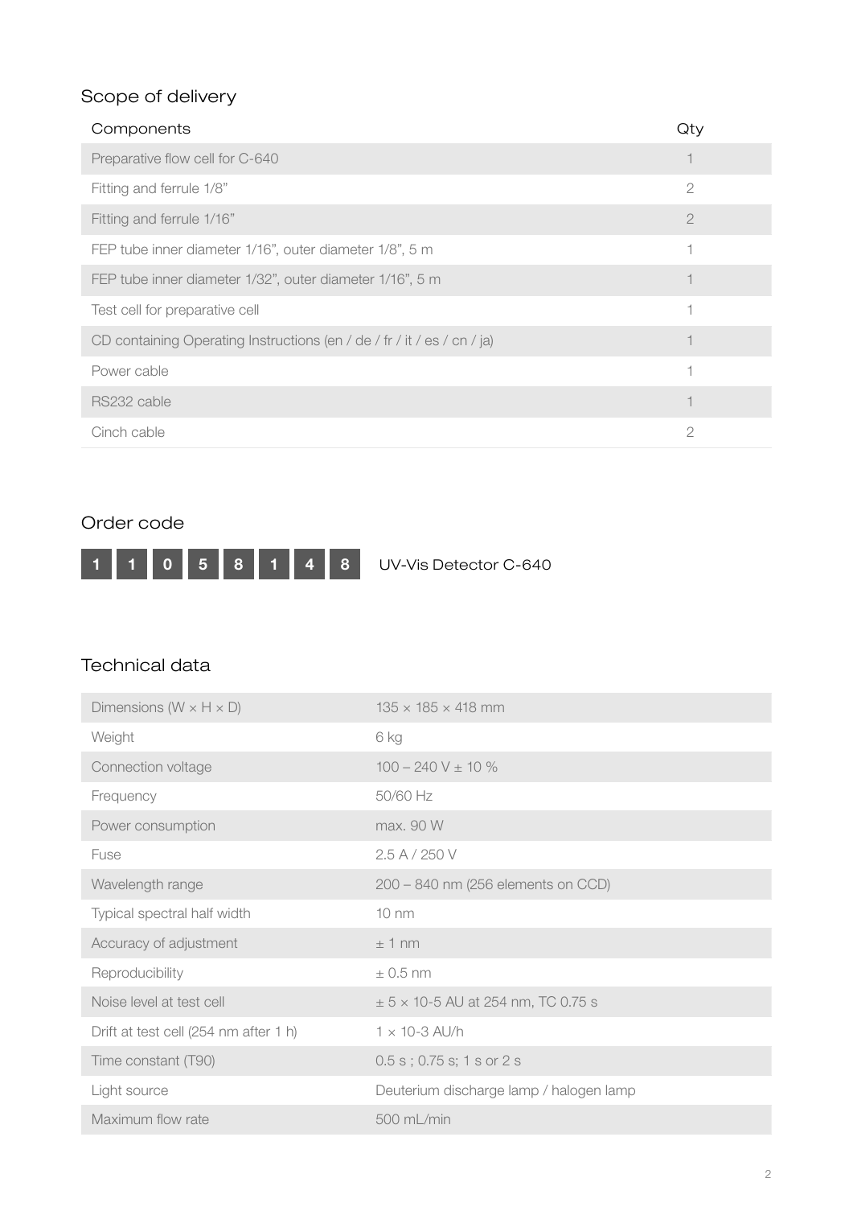## Scope of delivery

| Components | Qty |
| --- | --- |
| Preparative flow cell for C-640 | 1 |
| Fitting and ferrule 1/8” | 2 |
| Fitting and ferrule 1/16” | 2 |
| FEP tube inner diameter 1/16”, outer diameter 1/8”, 5 m | 1 |
| FEP tube inner diameter 1/32”, outer diameter 1/16”, 5 m | 1 |
| Test cell for preparative cell | 1 |
| CD containing Operating Instructions (en / de / fr / it / es / cn / ja) | 1 |
| Power cable | 1 |
| RS232 cable | 1 |
| Cinch cable | 2 |

## Order code

**11058148** UV-Vis Detector C-640

## Technical data

| | |
| --- | --- |
| Dimensions (W × H × D) | 135 × 185 × 418 mm |
| Weight | 6 kg |
| Connection voltage | 100 – 240 V ± 10 % |
| Frequency | 50/60 Hz |
| Power consumption | max. 90 W |
| Fuse | 2.5 A / 250 V |
| Wavelength range | 200 – 840 nm (256 elements on CCD) |
| Typical spectral half width | 10 nm |
| Accuracy of adjustment | ± 1 nm |
| Reproducibility | ± 0.5 nm |
| Noise level at test cell | ± 5 × 10-5 AU at 254 nm, TC 0.75 s |
| Drift at test cell (254 nm after 1 h) | 1 × 10-3 AU/h |
| Time constant (T90) | 0.5 s ; 0.75 s; 1 s or 2 s |
| Light source | Deuterium discharge lamp / halogen lamp |
| Maximum flow rate | 500 mL/min |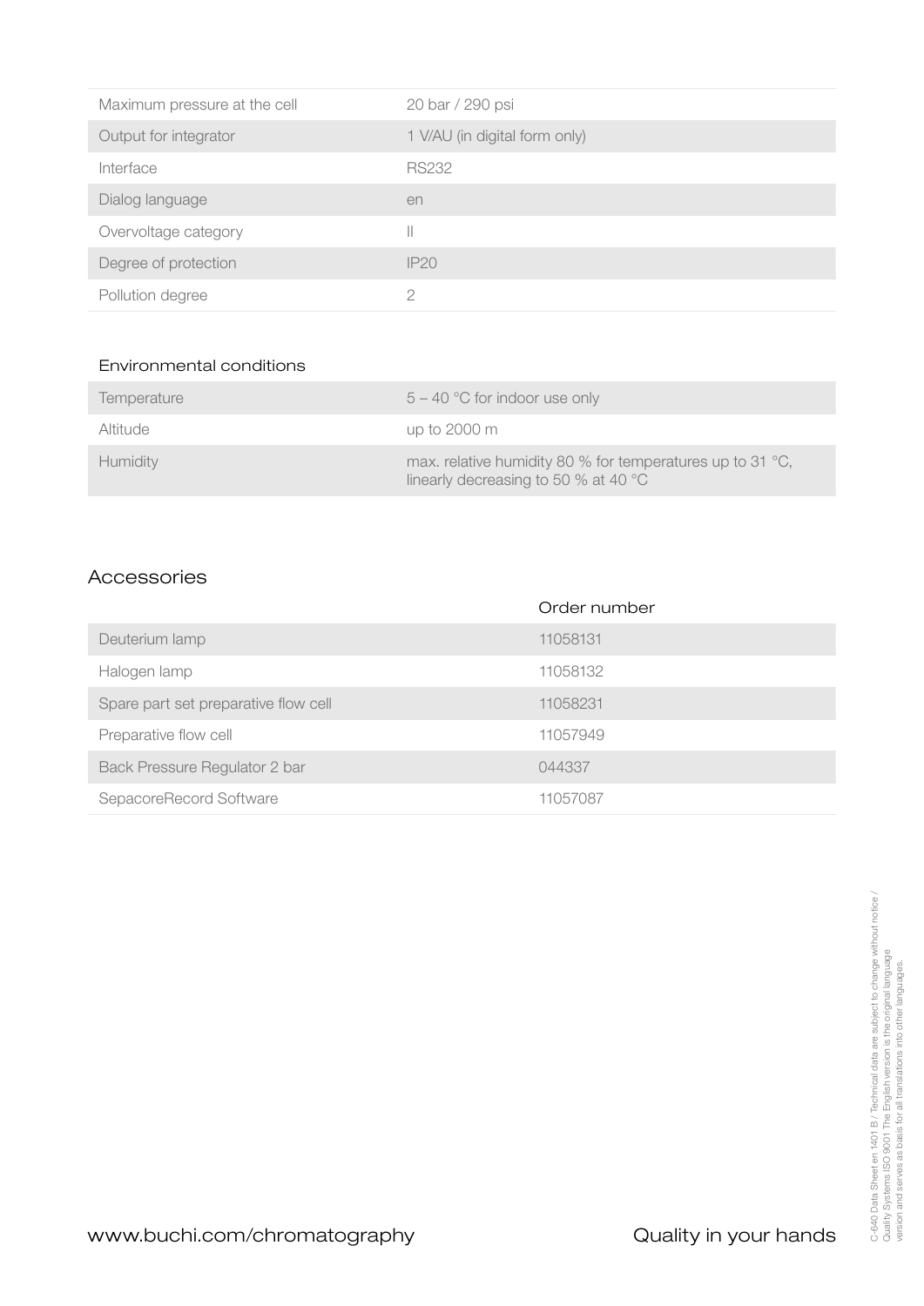| | |
|---|---|
| Maximum pressure at the cell | 20 bar / 290 psi |
| Output for integrator | 1 V/AU (in digital form only) |
| Interface | RS232 |
| Dialog language | en |
| Overvoltage category | II |
| Degree of protection | IP20 |
| Pollution degree | 2 |

### Environmental conditions

| | |
|---|---|
| Temperature | 5 – 40 °C for indoor use only |
| Altitude | up to 2000 m |
| Humidity | max. relative humidity 80 % for temperatures up to 31 °C, linearly decreasing to 50 % at 40 °C |

## Accessories

| | Order number |
|---|---|
| Deuterium lamp | 11058131 |
| Halogen lamp | 11058132 |
| Spare part set preparative flow cell | 11058231 |
| Preparative flow cell | 11057949 |
| Back Pressure Regulator 2 bar | 044337 |
| SepacoreRecord Software | 11057087 |

www.buchi.com/chromatography

Quality in your hands

C-640 Data Sheet en 1401 B / Technical data are subject to change without notice / Quality Systems ISO 9001 The English version is the original language version and serves as basis for all translations into other languages.